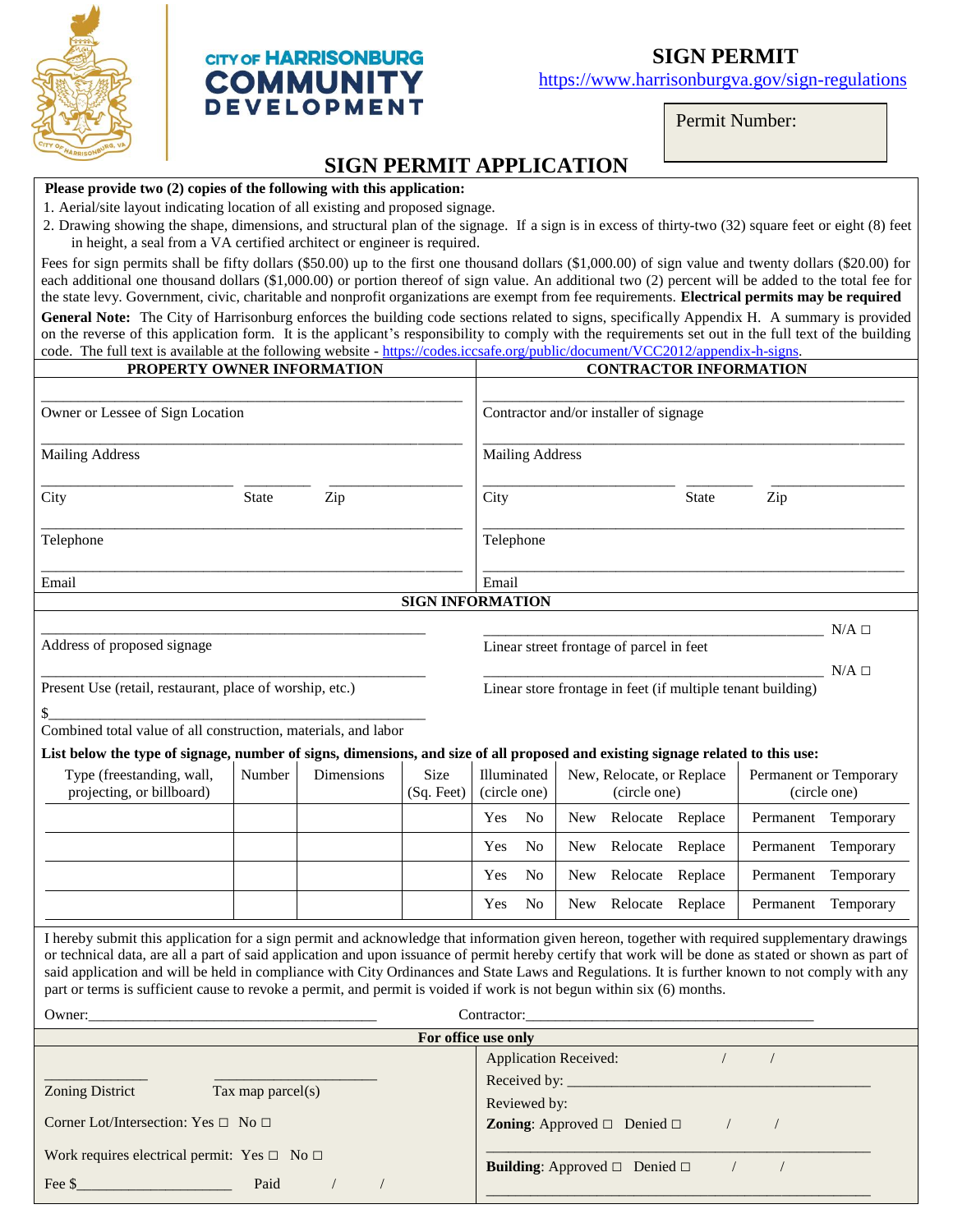CITY OF HARRISONBURG
COMMUNITY DEVELOPMENT

# SIGN PERMIT

https://www.harrisonburgva.gov/sign-regulations

Permit Number:

## SIGN PERMIT APPLICATION

**Please provide two (2) copies of the following with this application:**

1. Aerial/site layout indicating location of all existing and proposed signage.
2. Drawing showing the shape, dimensions, and structural plan of the signage. If a sign is in excess of thirty-two (32) square feet or eight (8) feet in height, a seal from a VA certified architect or engineer is required.

Fees for sign permits shall be fifty dollars ($50.00) up to the first one thousand dollars ($1,000.00) of sign value and twenty dollars ($20.00) for each additional one thousand dollars ($1,000.00) or portion thereof of sign value. An additional two (2) percent will be added to the total fee for the state levy. Government, civic, charitable and nonprofit organizations are exempt from fee requirements. **Electrical permits may be required**

**General Note:** The City of Harrisonburg enforces the building code sections related to signs, specifically Appendix H. A summary is provided on the reverse of this application form. It is the applicant's responsibility to comply with the requirements set out in the full text of the building code. The full text is available at the following website - https://codes.iccsafe.org/public/document/VCC2012/appendix-h-signs.

| PROPERTY OWNER INFORMATION | CONTRACTOR INFORMATION |
|---|---|
| Owner or Lessee of Sign Location: ______ | Contractor and/or installer of signage: ______ |
| Mailing Address: ______ | Mailing Address: ______ |
| City ______ State ______ Zip ______ | City ______ State ______ Zip ______ |
| Telephone: ______ | Telephone: ______ |
| Email: ______ | Email: ______ |

### SIGN INFORMATION

Address of proposed signage: ______

Linear street frontage of parcel in feet: ______ N/A ☐

Present Use (retail, restaurant, place of worship, etc.): ______

Linear store frontage in feet (if multiple tenant building): ______ N/A ☐

$______
Combined total value of all construction, materials, and labor

**List below the type of signage, number of signs, dimensions, and size of all proposed and existing signage related to this use:**

| Type (freestanding, wall, projecting, or billboard) | Number | Dimensions | Size (Sq. Feet) | Illuminated (circle one) | New, Relocate, or Replace (circle one) | Permanent or Temporary (circle one) |
|---|---|---|---|---|---|---|
| | | | | Yes No | New Relocate Replace | Permanent Temporary |
| | | | | Yes No | New Relocate Replace | Permanent Temporary |
| | | | | Yes No | New Relocate Replace | Permanent Temporary |
| | | | | Yes No | New Relocate Replace | Permanent Temporary |

I hereby submit this application for a sign permit and acknowledge that information given hereon, together with required supplementary drawings or technical data, are all a part of said application and upon issuance of permit hereby certify that work will be done as stated or shown as part of said application and will be held in compliance with City Ordinances and State Laws and Regulations. It is further known to not comply with any part or terms is sufficient cause to revoke a permit, and permit is voided if work is not begun within six (6) months.

Owner: ______ Contractor: ______

**For office use only**

Zoning District ______ Tax map parcel(s) ______

Corner Lot/Intersection: Yes ☐ No ☐

Work requires electrical permit: Yes ☐ No ☐

Fee $______ Paid / /

Application Received: / /

Received by: ______

Reviewed by:

**Zoning**: Approved ☐ Denied ☐ / /

______

**Building**: Approved ☐ Denied ☐ / /

______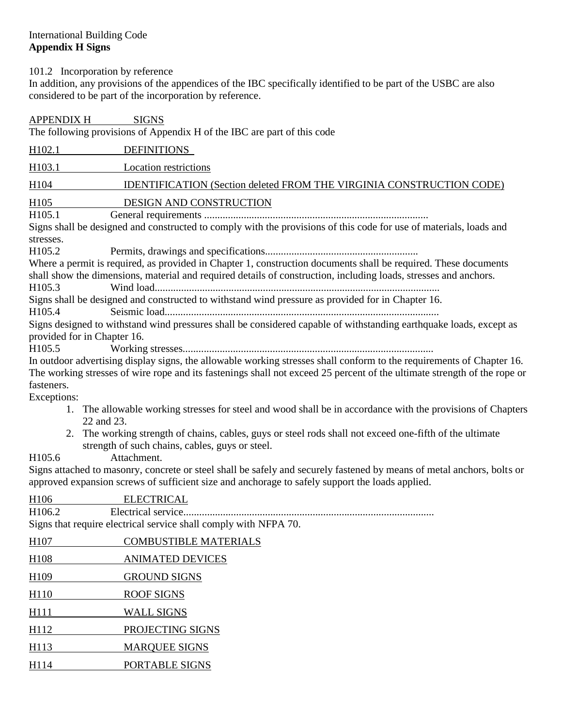International Building Code
**Appendix H Signs**

101.2 Incorporation by reference
In addition, any provisions of the appendices of the IBC specifically identified to be part of the USBC are also considered to be part of the incorporation by reference.

APPENDIX H SIGNS
The following provisions of Appendix H of the IBC are part of this code

H102.1 DEFINITIONS

H103.1 Location restrictions

H104 IDENTIFICATION (Section deleted FROM THE VIRGINIA CONSTRUCTION CODE)

H105 DESIGN AND CONSTRUCTION

H105.1 General requirements ....................................................................................
Signs shall be designed and constructed to comply with the provisions of this code for use of materials, loads and stresses.

H105.2 Permits, drawings and specifications.........................................................
Where a permit is required, as provided in Chapter 1, construction documents shall be required. These documents shall show the dimensions, material and required details of construction, including loads, stresses and anchors.

H105.3 Wind load...........................................................................................................
Signs shall be designed and constructed to withstand wind pressure as provided for in Chapter 16.

H105.4 Seismic load......................................................................................................
Signs designed to withstand wind pressures shall be considered capable of withstanding earthquake loads, except as provided for in Chapter 16.

H105.5 Working stresses.............................................................................................
In outdoor advertising display signs, the allowable working stresses shall conform to the requirements of Chapter 16. The working stresses of wire rope and its fastenings shall not exceed 25 percent of the ultimate strength of the rope or fasteners.

Exceptions:

1. The allowable working stresses for steel and wood shall be in accordance with the provisions of Chapters 22 and 23.
2. The working strength of chains, cables, guys or steel rods shall not exceed one-fifth of the ultimate strength of such chains, cables, guys or steel.

H105.6 Attachment.
Signs attached to masonry, concrete or steel shall be safely and securely fastened by means of metal anchors, bolts or approved expansion screws of sufficient size and anchorage to safely support the loads applied.

H106 ELECTRICAL

H106.2 Electrical service.............................................................................................
Signs that require electrical service shall comply with NFPA 70.

H107 COMBUSTIBLE MATERIALS

H108 ANIMATED DEVICES

H109 GROUND SIGNS

H110 ROOF SIGNS

H111 WALL SIGNS

H112 PROJECTING SIGNS

H113 MARQUEE SIGNS

H114 PORTABLE SIGNS